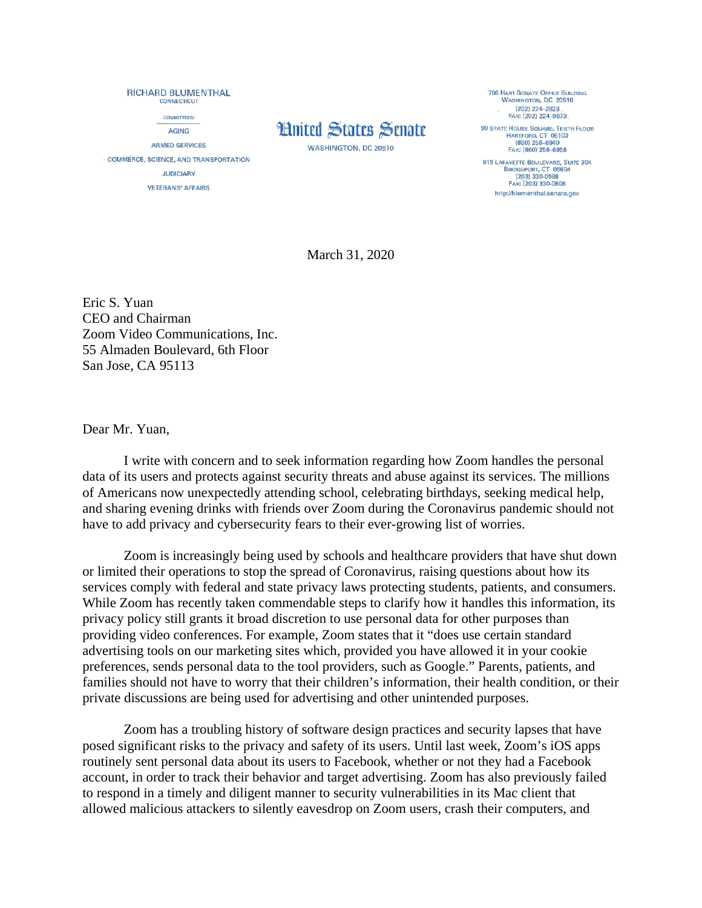RICHARD BLUMENTHAL
CONNECTICUT

COMMITTEES:

AGING

ARMED SERVICES

COMMERCE, SCIENCE, AND TRANSPORTATION

JUDICIARY

VETERANS' AFFAIRS

United States Senate

WASHINGTON, DC 20510

706 HART SENATE OFFICE BUILDING
WASHINGTON, DC 20510
(202) 224-2823
FAX: (202) 224-9673

90 STATE HOUSE SQUARE, TENTH FLOOR
HARTFORD, CT 06103
(860) 258-6940
FAX: (860) 258-6958

915 LAFAYETTE BOULEVARD, SUITE 304
BRIDGEPORT, CT 06604
(203) 330-0598
FAX: (203) 330-0608

http://blumenthal.senate.gov

March 31, 2020

Eric S. Yuan
CEO and Chairman
Zoom Video Communications, Inc.
55 Almaden Boulevard, 6th Floor
San Jose, CA 95113

Dear Mr. Yuan,

I write with concern and to seek information regarding how Zoom handles the personal data of its users and protects against security threats and abuse against its services. The millions of Americans now unexpectedly attending school, celebrating birthdays, seeking medical help, and sharing evening drinks with friends over Zoom during the Coronavirus pandemic should not have to add privacy and cybersecurity fears to their ever-growing list of worries.

Zoom is increasingly being used by schools and healthcare providers that have shut down or limited their operations to stop the spread of Coronavirus, raising questions about how its services comply with federal and state privacy laws protecting students, patients, and consumers. While Zoom has recently taken commendable steps to clarify how it handles this information, its privacy policy still grants it broad discretion to use personal data for other purposes than providing video conferences. For example, Zoom states that it "does use certain standard advertising tools on our marketing sites which, provided you have allowed it in your cookie preferences, sends personal data to the tool providers, such as Google." Parents, patients, and families should not have to worry that their children's information, their health condition, or their private discussions are being used for advertising and other unintended purposes.

Zoom has a troubling history of software design practices and security lapses that have posed significant risks to the privacy and safety of its users. Until last week, Zoom's iOS apps routinely sent personal data about its users to Facebook, whether or not they had a Facebook account, in order to track their behavior and target advertising. Zoom has also previously failed to respond in a timely and diligent manner to security vulnerabilities in its Mac client that allowed malicious attackers to silently eavesdrop on Zoom users, crash their computers, and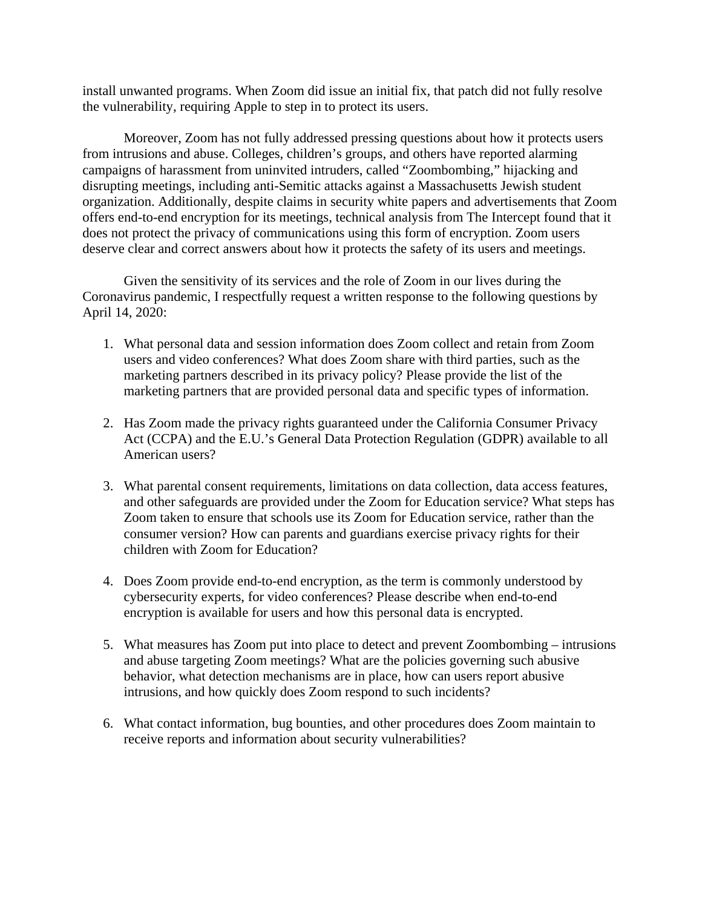install unwanted programs. When Zoom did issue an initial fix, that patch did not fully resolve the vulnerability, requiring Apple to step in to protect its users.

Moreover, Zoom has not fully addressed pressing questions about how it protects users from intrusions and abuse. Colleges, children's groups, and others have reported alarming campaigns of harassment from uninvited intruders, called "Zoombombing," hijacking and disrupting meetings, including anti-Semitic attacks against a Massachusetts Jewish student organization. Additionally, despite claims in security white papers and advertisements that Zoom offers end-to-end encryption for its meetings, technical analysis from The Intercept found that it does not protect the privacy of communications using this form of encryption. Zoom users deserve clear and correct answers about how it protects the safety of its users and meetings.

Given the sensitivity of its services and the role of Zoom in our lives during the Coronavirus pandemic, I respectfully request a written response to the following questions by April 14, 2020:

1. What personal data and session information does Zoom collect and retain from Zoom users and video conferences? What does Zoom share with third parties, such as the marketing partners described in its privacy policy? Please provide the list of the marketing partners that are provided personal data and specific types of information.

2. Has Zoom made the privacy rights guaranteed under the California Consumer Privacy Act (CCPA) and the E.U.'s General Data Protection Regulation (GDPR) available to all American users?

3. What parental consent requirements, limitations on data collection, data access features, and other safeguards are provided under the Zoom for Education service? What steps has Zoom taken to ensure that schools use its Zoom for Education service, rather than the consumer version? How can parents and guardians exercise privacy rights for their children with Zoom for Education?

4. Does Zoom provide end-to-end encryption, as the term is commonly understood by cybersecurity experts, for video conferences? Please describe when end-to-end encryption is available for users and how this personal data is encrypted.

5. What measures has Zoom put into place to detect and prevent Zoombombing – intrusions and abuse targeting Zoom meetings? What are the policies governing such abusive behavior, what detection mechanisms are in place, how can users report abusive intrusions, and how quickly does Zoom respond to such incidents?

6. What contact information, bug bounties, and other procedures does Zoom maintain to receive reports and information about security vulnerabilities?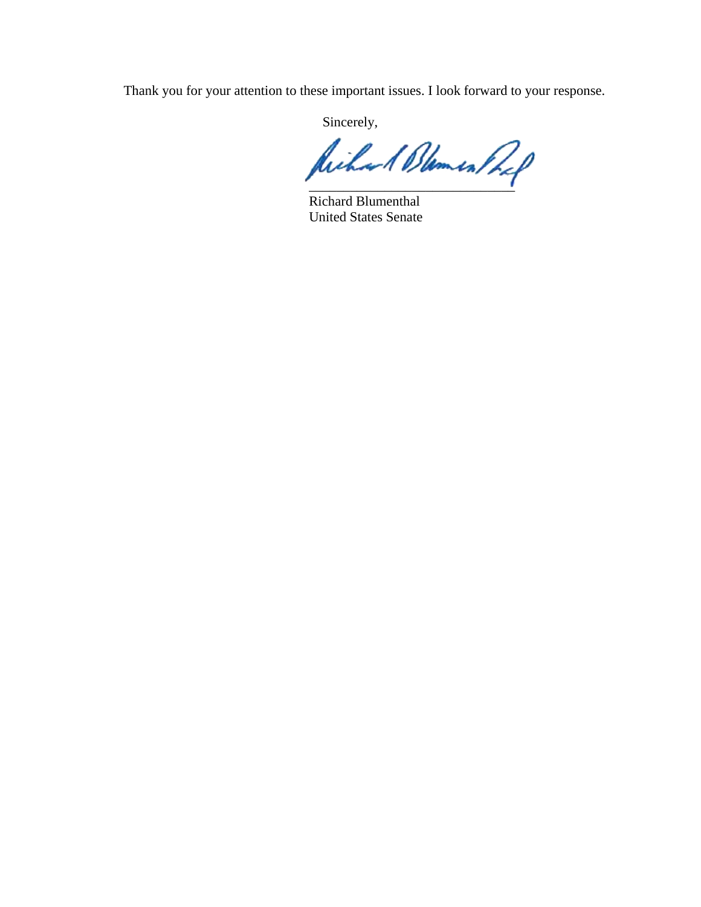Thank you for your attention to these important issues. I look forward to your response.

Sincerely,

Richard Blumenthal
United States Senate